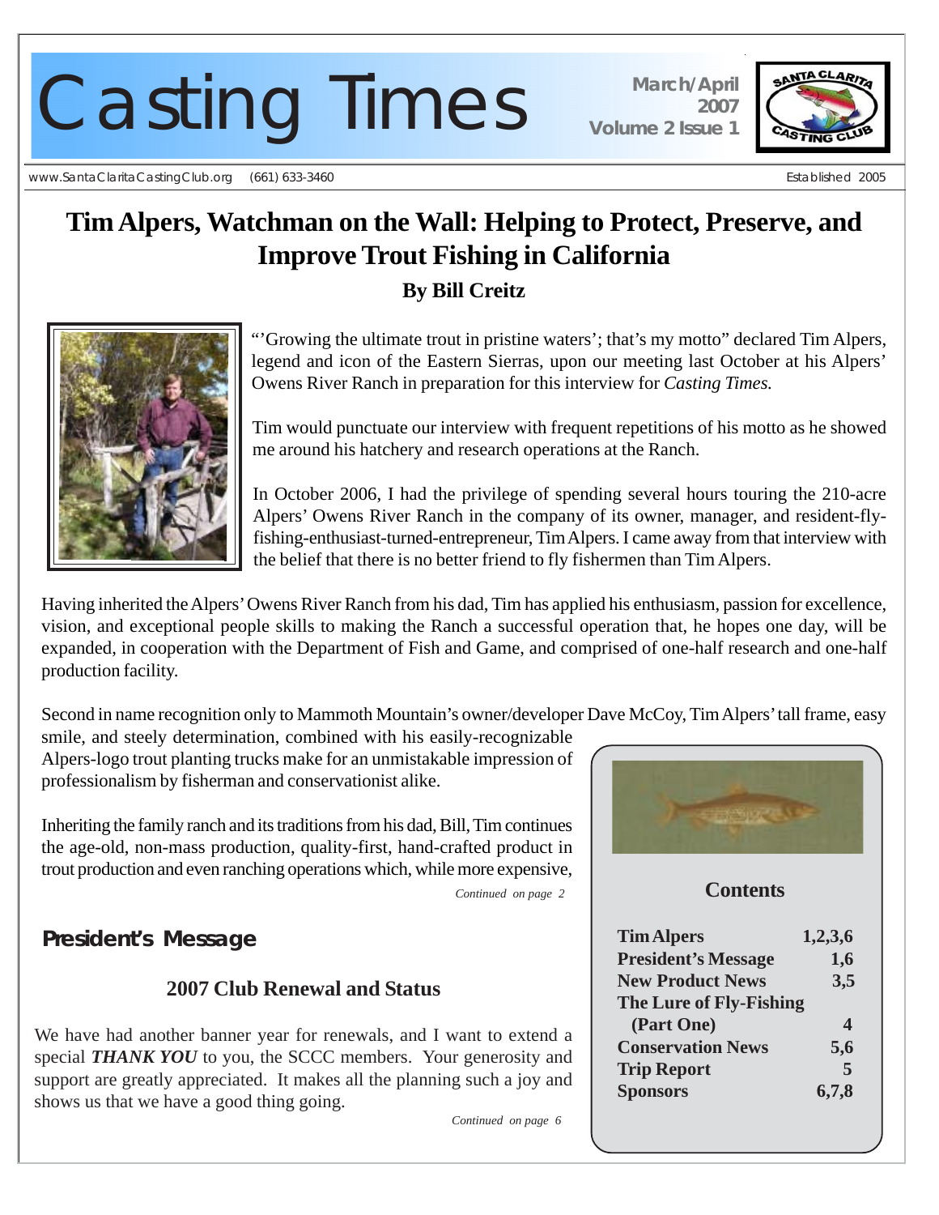# Casting Times

March/April 2007
Volume 2 Issue 1

www.SantaClaritaCastingClub.org (661) 633-3460 Established 2005

## Tim Alpers, Watchman on the Wall: Helping to Protect, Preserve, and Improve Trout Fishing in California

### By Bill Creitz

"'Growing the ultimate trout in pristine waters'; that's my motto" declared Tim Alpers, legend and icon of the Eastern Sierras, upon our meeting last October at his Alpers' Owens River Ranch in preparation for this interview for *Casting Times.*

Tim would punctuate our interview with frequent repetitions of his motto as he showed me around his hatchery and research operations at the Ranch.

In October 2006, I had the privilege of spending several hours touring the 210-acre Alpers' Owens River Ranch in the company of its owner, manager, and resident-fly-fishing-enthusiast-turned-entrepreneur, Tim Alpers. I came away from that interview with the belief that there is no better friend to fly fishermen than Tim Alpers.

Having inherited the Alpers' Owens River Ranch from his dad, Tim has applied his enthusiasm, passion for excellence, vision, and exceptional people skills to making the Ranch a successful operation that, he hopes one day, will be expanded, in cooperation with the Department of Fish and Game, and comprised of one-half research and one-half production facility.

Second in name recognition only to Mammoth Mountain's owner/developer Dave McCoy, Tim Alpers' tall frame, easy smile, and steely determination, combined with his easily-recognizable Alpers-logo trout planting trucks make for an unmistakable impression of professionalism by fisherman and conservationist alike.

Inheriting the family ranch and its traditions from his dad, Bill, Tim continues the age-old, non-mass production, quality-first, hand-crafted product in trout production and even ranching operations which, while more expensive,

*Continued on page 2*

## President's Message

### 2007 Club Renewal and Status

We have had another banner year for renewals, and I want to extend a special ***THANK YOU*** to you, the SCCC members. Your generosity and support are greatly appreciated. It makes all the planning such a joy and shows us that we have a good thing going.

*Continued on page 6*

### Contents

| | |
|---|---|
| **Tim Alpers** | **1,2,3,6** |
| **President's Message** | **1,6** |
| **New Product News** | **3,5** |
| **The Lure of Fly-Fishing (Part One)** | **4** |
| **Conservation News** | **5,6** |
| **Trip Report** | **5** |
| **Sponsors** | **6,7,8** |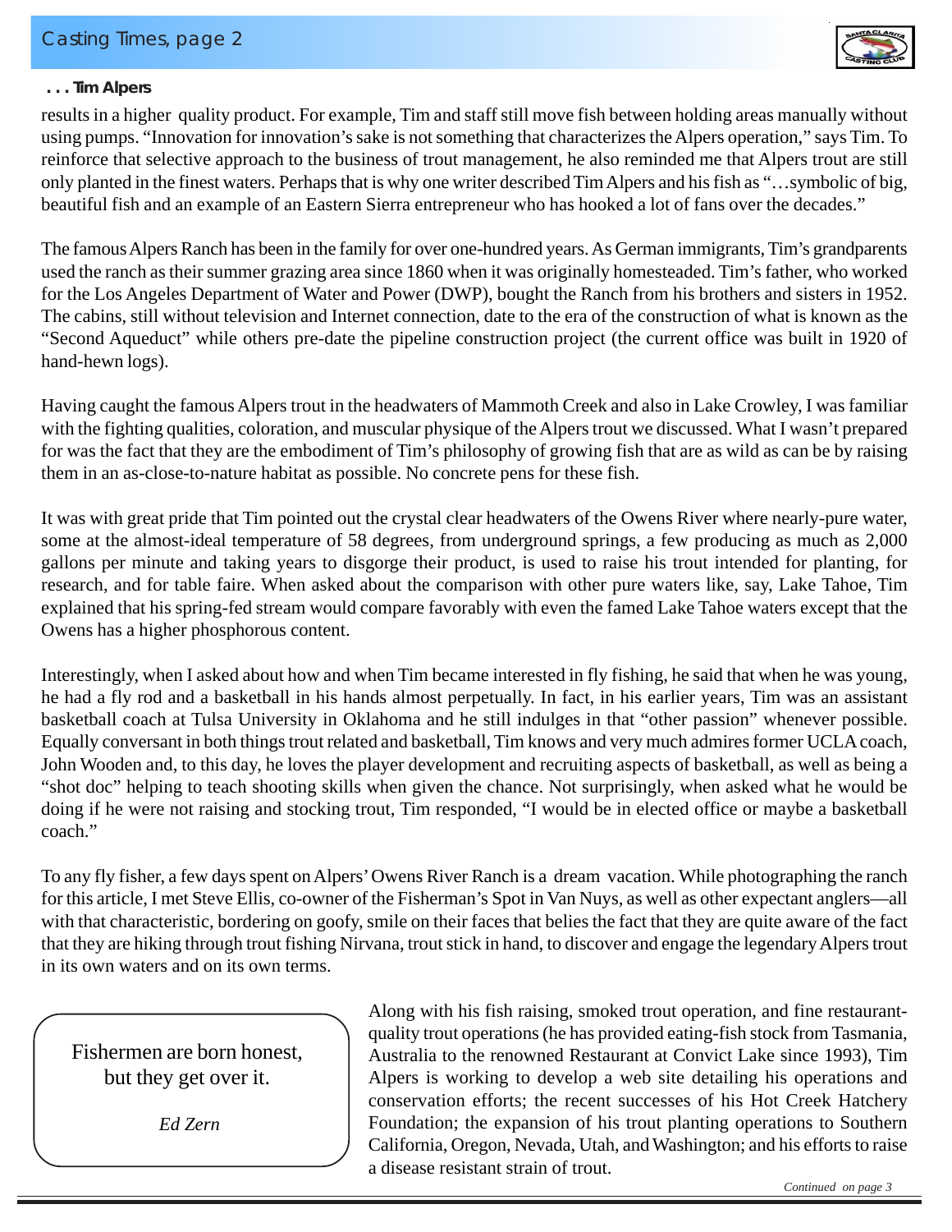**. . . Tim Alpers**

results in a higher quality product. For example, Tim and staff still move fish between holding areas manually without using pumps. “Innovation for innovation’s sake is not something that characterizes the Alpers operation,” says Tim. To reinforce that selective approach to the business of trout management, he also reminded me that Alpers trout are still only planted in the finest waters. Perhaps that is why one writer described Tim Alpers and his fish as “…symbolic of big, beautiful fish and an example of an Eastern Sierra entrepreneur who has hooked a lot of fans over the decades.”

The famous Alpers Ranch has been in the family for over one-hundred years. As German immigrants, Tim’s grandparents used the ranch as their summer grazing area since 1860 when it was originally homesteaded. Tim’s father, who worked for the Los Angeles Department of Water and Power (DWP), bought the Ranch from his brothers and sisters in 1952. The cabins, still without television and Internet connection, date to the era of the construction of what is known as the “Second Aqueduct” while others pre-date the pipeline construction project (the current office was built in 1920 of hand-hewn logs).

Having caught the famous Alpers trout in the headwaters of Mammoth Creek and also in Lake Crowley, I was familiar with the fighting qualities, coloration, and muscular physique of the Alpers trout we discussed. What I wasn’t prepared for was the fact that they are the embodiment of Tim’s philosophy of growing fish that are as wild as can be by raising them in an as-close-to-nature habitat as possible. No concrete pens for these fish.

It was with great pride that Tim pointed out the crystal clear headwaters of the Owens River where nearly-pure water, some at the almost-ideal temperature of 58 degrees, from underground springs, a few producing as much as 2,000 gallons per minute and taking years to disgorge their product, is used to raise his trout intended for planting, for research, and for table faire. When asked about the comparison with other pure waters like, say, Lake Tahoe, Tim explained that his spring-fed stream would compare favorably with even the famed Lake Tahoe waters except that the Owens has a higher phosphorous content.

Interestingly, when I asked about how and when Tim became interested in fly fishing, he said that when he was young, he had a fly rod and a basketball in his hands almost perpetually. In fact, in his earlier years, Tim was an assistant basketball coach at Tulsa University in Oklahoma and he still indulges in that “other passion” whenever possible. Equally conversant in both things trout related and basketball, Tim knows and very much admires former UCLA coach, John Wooden and, to this day, he loves the player development and recruiting aspects of basketball, as well as being a “shot doc” helping to teach shooting skills when given the chance. Not surprisingly, when asked what he would be doing if he were not raising and stocking trout, Tim responded, “I would be in elected office or maybe a basketball coach.”

To any fly fisher, a few days spent on Alpers’ Owens River Ranch is a dream vacation. While photographing the ranch for this article, I met Steve Ellis, co-owner of the Fisherman’s Spot in Van Nuys, as well as other expectant anglers—all with that characteristic, bordering on goofy, smile on their faces that belies the fact that they are quite aware of the fact that they are hiking through trout fishing Nirvana, trout stick in hand, to discover and engage the legendary Alpers trout in its own waters and on its own terms.

Along with his fish raising, smoked trout operation, and fine restaurant-quality trout operations (he has provided eating-fish stock from Tasmania, Australia to the renowned Restaurant at Convict Lake since 1993), Tim Alpers is working to develop a web site detailing his operations and conservation efforts; the recent successes of his Hot Creek Hatchery Foundation; the expansion of his trout planting operations to Southern California, Oregon, Nevada, Utah, and Washington; and his efforts to raise a disease resistant strain of trout.

*Continued on page 3*

> Fishermen are born honest,
> but they get over it.
>
> *Ed Zern*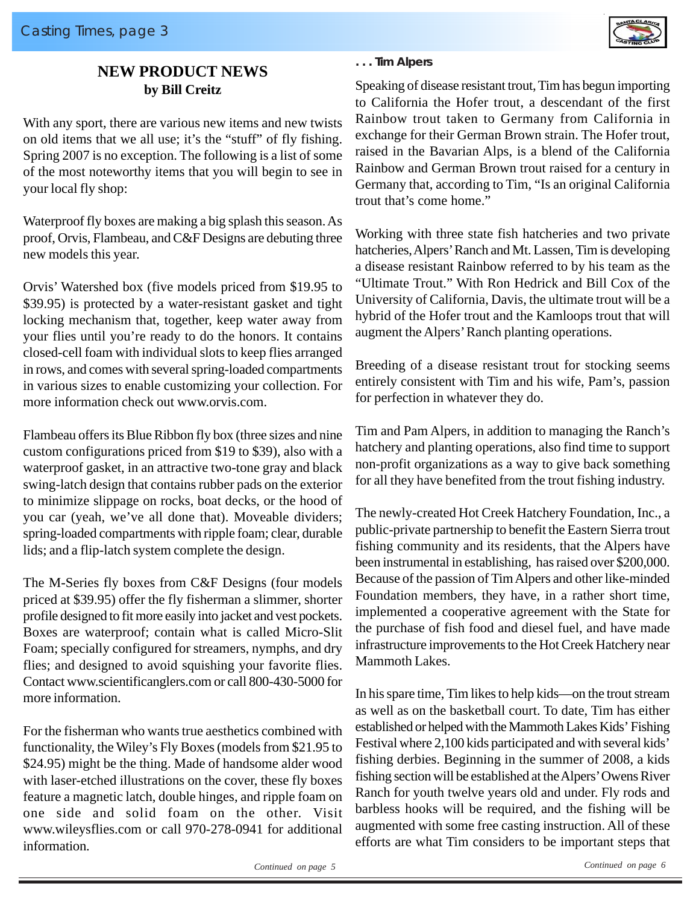## NEW PRODUCT NEWS
**by Bill Creitz**

With any sport, there are various new items and new twists on old items that we all use; it's the "stuff" of fly fishing. Spring 2007 is no exception. The following is a list of some of the most noteworthy items that you will begin to see in your local fly shop:

Waterproof fly boxes are making a big splash this season. As proof, Orvis, Flambeau, and C&F Designs are debuting three new models this year.

Orvis' Watershed box (five models priced from $19.95 to $39.95) is protected by a water-resistant gasket and tight locking mechanism that, together, keep water away from your flies until you're ready to do the honors. It contains closed-cell foam with individual slots to keep flies arranged in rows, and comes with several spring-loaded compartments in various sizes to enable customizing your collection. For more information check out www.orvis.com.

Flambeau offers its Blue Ribbon fly box (three sizes and nine custom configurations priced from $19 to $39), also with a waterproof gasket, in an attractive two-tone gray and black swing-latch design that contains rubber pads on the exterior to minimize slippage on rocks, boat decks, or the hood of you car (yeah, we've all done that). Moveable dividers; spring-loaded compartments with ripple foam; clear, durable lids; and a flip-latch system complete the design.

The M-Series fly boxes from C&F Designs (four models priced at $39.95) offer the fly fisherman a slimmer, shorter profile designed to fit more easily into jacket and vest pockets. Boxes are waterproof; contain what is called Micro-Slit Foam; specially configured for streamers, nymphs, and dry flies; and designed to avoid squishing your favorite flies. Contact www.scientificanglers.com or call 800-430-5000 for more information.

For the fisherman who wants true aesthetics combined with functionality, the Wiley's Fly Boxes (models from $21.95 to $24.95) might be the thing. Made of handsome alder wood with laser-etched illustrations on the cover, these fly boxes feature a magnetic latch, double hinges, and ripple foam on one side and solid foam on the other. Visit www.wileysflies.com or call 970-278-0941 for additional information.

*Continued on page 5*

**. . . Tim Alpers**

Speaking of disease resistant trout, Tim has begun importing to California the Hofer trout, a descendant of the first Rainbow trout taken to Germany from California in exchange for their German Brown strain. The Hofer trout, raised in the Bavarian Alps, is a blend of the California Rainbow and German Brown trout raised for a century in Germany that, according to Tim, "Is an original California trout that's come home."

Working with three state fish hatcheries and two private hatcheries, Alpers' Ranch and Mt. Lassen, Tim is developing a disease resistant Rainbow referred to by his team as the "Ultimate Trout." With Ron Hedrick and Bill Cox of the University of California, Davis, the ultimate trout will be a hybrid of the Hofer trout and the Kamloops trout that will augment the Alpers' Ranch planting operations.

Breeding of a disease resistant trout for stocking seems entirely consistent with Tim and his wife, Pam's, passion for perfection in whatever they do.

Tim and Pam Alpers, in addition to managing the Ranch's hatchery and planting operations, also find time to support non-profit organizations as a way to give back something for all they have benefited from the trout fishing industry.

The newly-created Hot Creek Hatchery Foundation, Inc., a public-private partnership to benefit the Eastern Sierra trout fishing community and its residents, that the Alpers have been instrumental in establishing, has raised over $200,000. Because of the passion of Tim Alpers and other like-minded Foundation members, they have, in a rather short time, implemented a cooperative agreement with the State for the purchase of fish food and diesel fuel, and have made infrastructure improvements to the Hot Creek Hatchery near Mammoth Lakes.

In his spare time, Tim likes to help kids—on the trout stream as well as on the basketball court. To date, Tim has either established or helped with the Mammoth Lakes Kids' Fishing Festival where 2,100 kids participated and with several kids' fishing derbies. Beginning in the summer of 2008, a kids fishing section will be established at the Alpers' Owens River Ranch for youth twelve years old and under. Fly rods and barbless hooks will be required, and the fishing will be augmented with some free casting instruction. All of these efforts are what Tim considers to be important steps that

*Continued on page 6*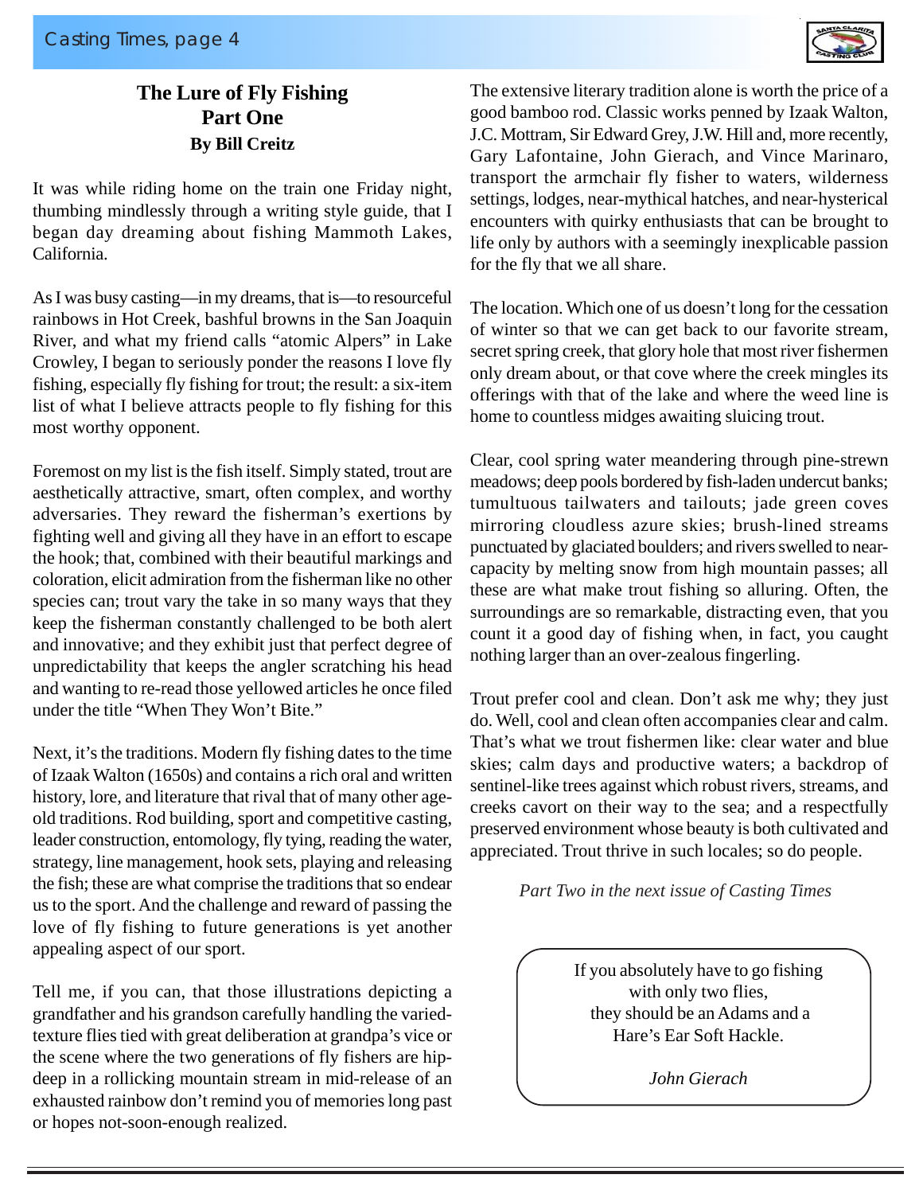# The Lure of Fly Fishing
## Part One
### By Bill Creitz

It was while riding home on the train one Friday night, thumbing mindlessly through a writing style guide, that I began day dreaming about fishing Mammoth Lakes, California.

As I was busy casting—in my dreams, that is—to resourceful rainbows in Hot Creek, bashful browns in the San Joaquin River, and what my friend calls "atomic Alpers" in Lake Crowley, I began to seriously ponder the reasons I love fly fishing, especially fly fishing for trout; the result: a six-item list of what I believe attracts people to fly fishing for this most worthy opponent.

Foremost on my list is the fish itself. Simply stated, trout are aesthetically attractive, smart, often complex, and worthy adversaries. They reward the fisherman's exertions by fighting well and giving all they have in an effort to escape the hook; that, combined with their beautiful markings and coloration, elicit admiration from the fisherman like no other species can; trout vary the take in so many ways that they keep the fisherman constantly challenged to be both alert and innovative; and they exhibit just that perfect degree of unpredictability that keeps the angler scratching his head and wanting to re-read those yellowed articles he once filed under the title "When They Won't Bite."

Next, it's the traditions. Modern fly fishing dates to the time of Izaak Walton (1650s) and contains a rich oral and written history, lore, and literature that rival that of many other age-old traditions. Rod building, sport and competitive casting, leader construction, entomology, fly tying, reading the water, strategy, line management, hook sets, playing and releasing the fish; these are what comprise the traditions that so endear us to the sport. And the challenge and reward of passing the love of fly fishing to future generations is yet another appealing aspect of our sport.

Tell me, if you can, that those illustrations depicting a grandfather and his grandson carefully handling the varied-texture flies tied with great deliberation at grandpa's vice or the scene where the two generations of fly fishers are hip-deep in a rollicking mountain stream in mid-release of an exhausted rainbow don't remind you of memories long past or hopes not-soon-enough realized.

The extensive literary tradition alone is worth the price of a good bamboo rod. Classic works penned by Izaak Walton, J.C. Mottram, Sir Edward Grey, J.W. Hill and, more recently, Gary Lafontaine, John Gierach, and Vince Marinaro, transport the armchair fly fisher to waters, wilderness settings, lodges, near-mythical hatches, and near-hysterical encounters with quirky enthusiasts that can be brought to life only by authors with a seemingly inexplicable passion for the fly that we all share.

The location. Which one of us doesn't long for the cessation of winter so that we can get back to our favorite stream, secret spring creek, that glory hole that most river fishermen only dream about, or that cove where the creek mingles its offerings with that of the lake and where the weed line is home to countless midges awaiting sluicing trout.

Clear, cool spring water meandering through pine-strewn meadows; deep pools bordered by fish-laden undercut banks; tumultuous tailwaters and tailouts; jade green coves mirroring cloudless azure skies; brush-lined streams punctuated by glaciated boulders; and rivers swelled to near-capacity by melting snow from high mountain passes; all these are what make trout fishing so alluring. Often, the surroundings are so remarkable, distracting even, that you count it a good day of fishing when, in fact, you caught nothing larger than an over-zealous fingerling.

Trout prefer cool and clean. Don't ask me why; they just do. Well, cool and clean often accompanies clear and calm. That's what we trout fishermen like: clear water and blue skies; calm days and productive waters; a backdrop of sentinel-like trees against which robust rivers, streams, and creeks cavort on their way to the sea; and a respectfully preserved environment whose beauty is both cultivated and appreciated. Trout thrive in such locales; so do people.

*Part Two in the next issue of Casting Times*

> If you absolutely have to go fishing with only two flies, they should be an Adams and a Hare's Ear Soft Hackle.
>
> *John Gierach*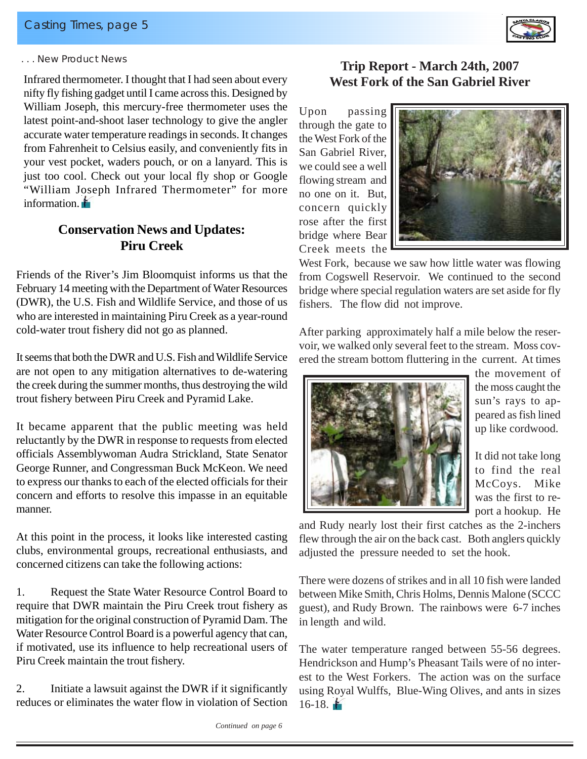. . . New Product News

Infrared thermometer. I thought that I had seen about every nifty fly fishing gadget until I came across this. Designed by William Joseph, this mercury-free thermometer uses the latest point-and-shoot laser technology to give the angler accurate water temperature readings in seconds. It changes from Fahrenheit to Celsius easily, and conveniently fits in your vest pocket, waders pouch, or on a lanyard. This is just too cool. Check out your local fly shop or Google "William Joseph Infrared Thermometer" for more information.

## Conservation News and Updates: Piru Creek

Friends of the River's Jim Bloomquist informs us that the February 14 meeting with the Department of Water Resources (DWR), the U.S. Fish and Wildlife Service, and those of us who are interested in maintaining Piru Creek as a year-round cold-water trout fishery did not go as planned.

It seems that both the DWR and U.S. Fish and Wildlife Service are not open to any mitigation alternatives to de-watering the creek during the summer months, thus destroying the wild trout fishery between Piru Creek and Pyramid Lake.

It became apparent that the public meeting was held reluctantly by the DWR in response to requests from elected officials Assemblywoman Audra Strickland, State Senator George Runner, and Congressman Buck McKeon. We need to express our thanks to each of the elected officials for their concern and efforts to resolve this impasse in an equitable manner.

At this point in the process, it looks like interested casting clubs, environmental groups, recreational enthusiasts, and concerned citizens can take the following actions:

1. Request the State Water Resource Control Board to require that DWR maintain the Piru Creek trout fishery as mitigation for the original construction of Pyramid Dam. The Water Resource Control Board is a powerful agency that can, if motivated, use its influence to help recreational users of Piru Creek maintain the trout fishery.

2. Initiate a lawsuit against the DWR if it significantly reduces or eliminates the water flow in violation of Section

*Continued on page 6*

## Trip Report - March 24th, 2007 West Fork of the San Gabriel River

Upon passing through the gate to the West Fork of the San Gabriel River, we could see a well flowing stream and no one on it. But, concern quickly rose after the first bridge where Bear Creek meets the West Fork, because we saw how little water was flowing from Cogswell Reservoir. We continued to the second bridge where special regulation waters are set aside for fly fishers. The flow did not improve.

After parking approximately half a mile below the reservoir, we walked only several feet to the stream. Moss covered the stream bottom fluttering in the current. At times the movement of the moss caught the sun's rays to appeared as fish lined up like cordwood.

It did not take long to find the real McCoys. Mike was the first to report a hookup. He and Rudy nearly lost their first catches as the 2-inchers flew through the air on the back cast. Both anglers quickly adjusted the pressure needed to set the hook.

There were dozens of strikes and in all 10 fish were landed between Mike Smith, Chris Holms, Dennis Malone (SCCC guest), and Rudy Brown. The rainbows were 6-7 inches in length and wild.

The water temperature ranged between 55-56 degrees. Hendrickson and Hump's Pheasant Tails were of no interest to the West Forkers. The action was on the surface using Royal Wulffs, Blue-Wing Olives, and ants in sizes 16-18.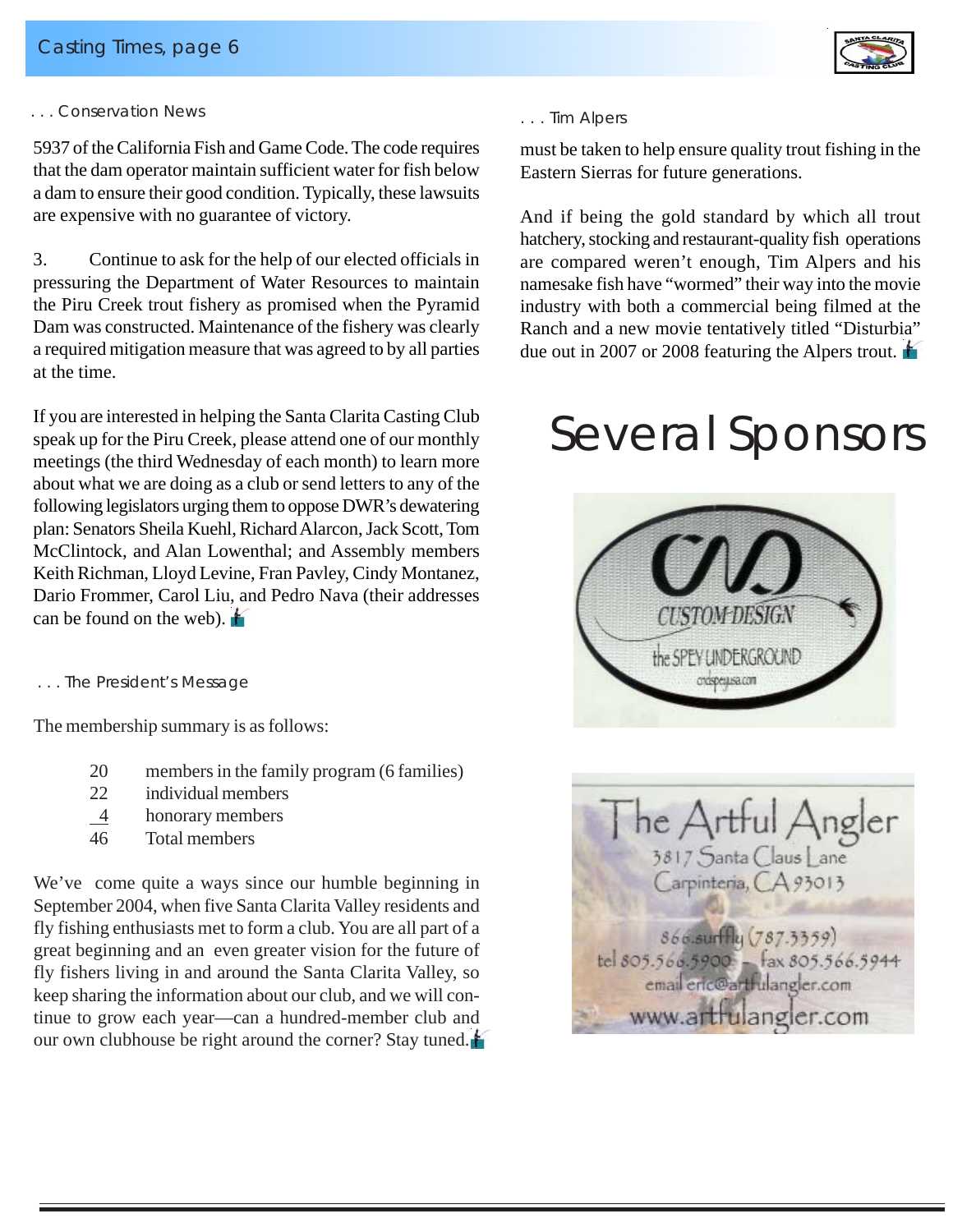. . . Conservation News

5937 of the California Fish and Game Code. The code requires that the dam operator maintain sufficient water for fish below a dam to ensure their good condition. Typically, these lawsuits are expensive with no guarantee of victory.

3. Continue to ask for the help of our elected officials in pressuring the Department of Water Resources to maintain the Piru Creek trout fishery as promised when the Pyramid Dam was constructed. Maintenance of the fishery was clearly a required mitigation measure that was agreed to by all parties at the time.

If you are interested in helping the Santa Clarita Casting Club speak up for the Piru Creek, please attend one of our monthly meetings (the third Wednesday of each month) to learn more about what we are doing as a club or send letters to any of the following legislators urging them to oppose DWR's dewatering plan: Senators Sheila Kuehl, Richard Alarcon, Jack Scott, Tom McClintock, and Alan Lowenthal; and Assembly members Keith Richman, Lloyd Levine, Fran Pavley, Cindy Montanez, Dario Frommer, Carol Liu, and Pedro Nava (their addresses can be found on the web).

. . . The President's Message

The membership summary is as follows:

| | |
|---|---|
| 20 | members in the family program (6 families) |
| 22 | individual members |
| 4 | honorary members |
| 46 | Total members |

We've come quite a ways since our humble beginning in September 2004, when five Santa Clarita Valley residents and fly fishing enthusiasts met to form a club. You are all part of a great beginning and an even greater vision for the future of fly fishers living in and around the Santa Clarita Valley, so keep sharing the information about our club, and we will continue to grow each year—can a hundred-member club and our own clubhouse be right around the corner? Stay tuned.

. . . Tim Alpers

must be taken to help ensure quality trout fishing in the Eastern Sierras for future generations.

And if being the gold standard by which all trout hatchery, stocking and restaurant-quality fish operations are compared weren't enough, Tim Alpers and his namesake fish have "wormed" their way into the movie industry with both a commercial being filmed at the Ranch and a new movie tentatively titled "Disturbia" due out in 2007 or 2008 featuring the Alpers trout.

# Several Sponsors

CUSTOM DESIGN
the SPEY UNDERGROUND
cndspeyusa.com

The Artful Angler
3817 Santa Claus Lane
Carpinteria, CA 93013
866.surffly (787.3359)
tel 805.566.5900 fax 805.566.5944
email eric@artfulangler.com
www.artfulangler.com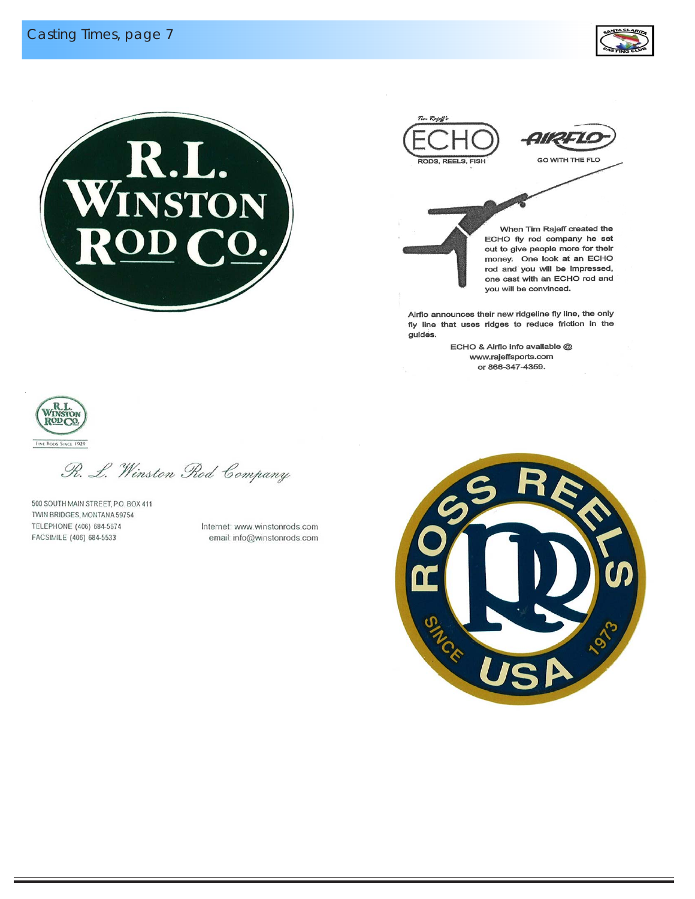# R.L. Winston Rod Co.

Tim Rajeff's

**ECHO**

RODS, REELS, FISH

**AIRFLO**

GO WITH THE FLO

When Tim Rajeff created the ECHO fly rod company he set out to give people more for their money. One look at an ECHO rod and you will be impressed, one cast with an ECHO rod and you will be convinced.

Airflo announces their new ridgeline fly line, the only fly line that uses ridges to reduce friction in the guides.

ECHO & Airflo info available @
www.rajeffsports.com
or 866-347-4359.

R.L. Winston Rod Co.

Fine Rods Since 1929

*R. L. Winston Rod Company*

500 SOUTH MAIN STREET, P.O. BOX 411
TWIN BRIDGES, MONTANA 59754
TELEPHONE (406) 684-5674
FACSIMILE (406) 684-5533

Internet: www.winstonrods.com
email: info@winstonrods.com

ROSS REELS

SINCE USA 1973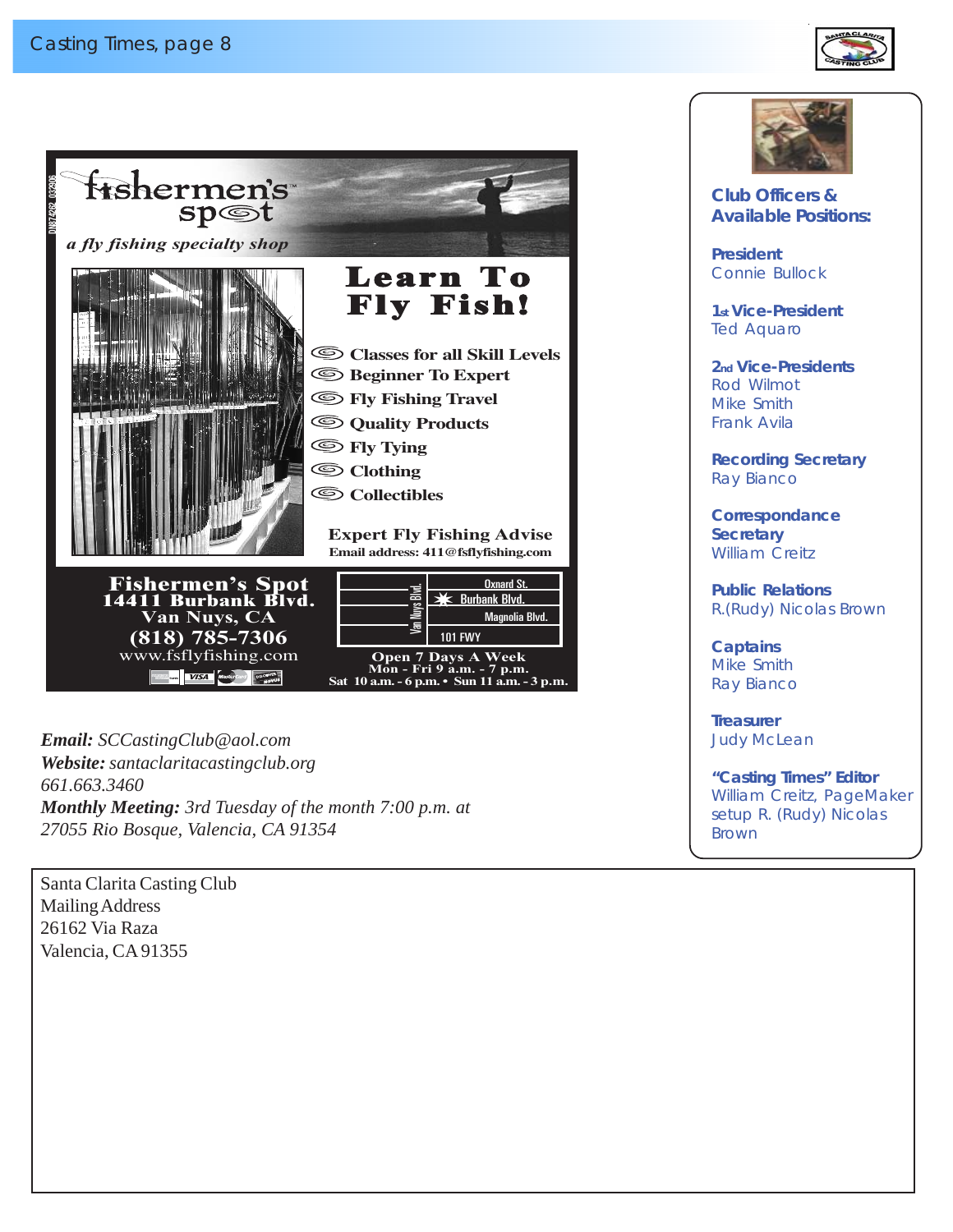fishermen's spot

*a fly fishing specialty shop*

## Learn To Fly Fish!

- Classes for all Skill Levels
- Beginner To Expert
- Fly Fishing Travel
- Quality Products
- Fly Tying
- Clothing
- Collectibles

**Expert Fly Fishing Advise**
Email address: 411@fsflyfishing.com

**Fishermen's Spot**
**14411 Burbank Blvd.**
**Van Nuys, CA**
**(818) 785-7306**
www.fsflyfishing.com

Van Nuys Blvd. — Oxnard St. — Burbank Blvd. — Magnolia Blvd. — 101 FWY

**Open 7 Days A Week**
Mon - Fri 9 a.m. - 7 p.m.
Sat 10 a.m. - 6 p.m. • Sun 11 a.m. - 3 p.m.

***Email:*** *SCCastingClub@aol.com*
***Website:*** *santaclaritacastingclub.org*
*661.663.3460*
***Monthly Meeting:*** *3rd Tuesday of the month 7:00 p.m. at 27055 Rio Bosque, Valencia, CA 91354*

Santa Clarita Casting Club
Mailing Address
26162 Via Raza
Valencia, CA 91355

## Club Officers & Available Positions:

**President**
Connie Bullock

**1st Vice-President**
Ted Aquaro

**2nd Vice-Presidents**
Rod Wilmot
Mike Smith
Frank Avila

**Recording Secretary**
Ray Bianco

**Correspondance Secretary**
William Creitz

**Public Relations**
R.(Rudy) Nicolas Brown

**Captains**
Mike Smith
Ray Bianco

**Treasurer**
Judy McLean

**"Casting Times" Editor**
William Creitz, PageMaker setup R. (Rudy) Nicolas Brown